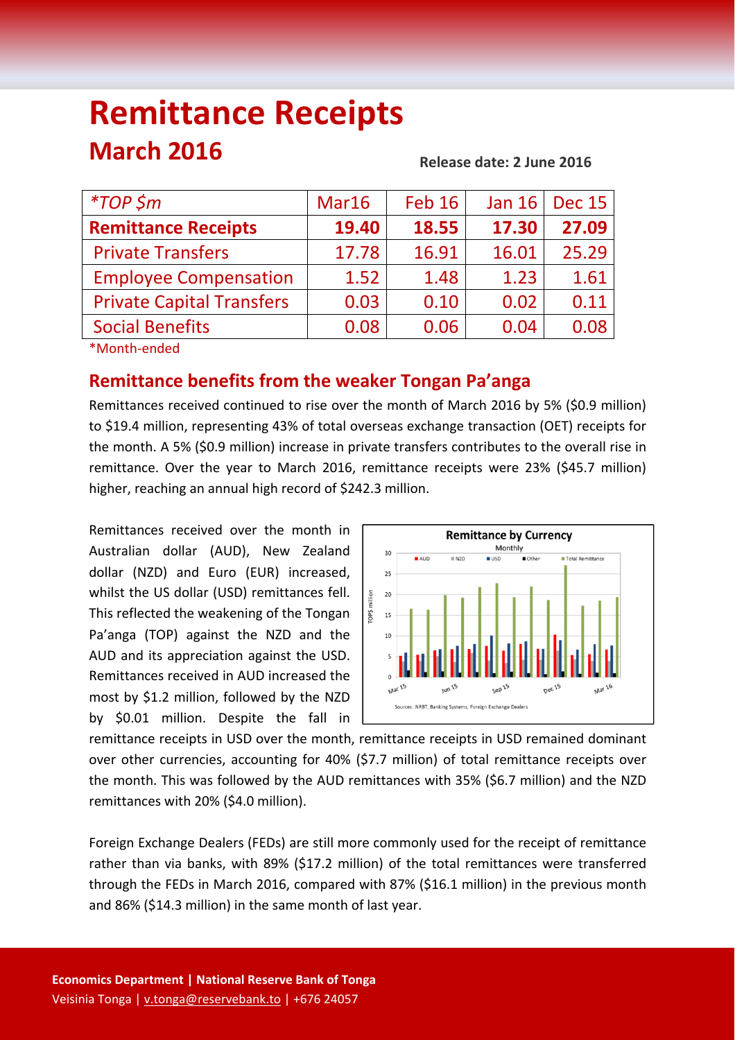# Remittance Receipts

## March 2016

**Release date: 2 June 2016**

| *TOP $m | Mar16 | Feb 16 | Jan 16 | Dec 15 |
|---|---|---|---|---|
| **Remittance Receipts** | **19.40** | **18.55** | **17.30** | **27.09** |
| Private Transfers | 17.78 | 16.91 | 16.01 | 25.29 |
| Employee Compensation | 1.52 | 1.48 | 1.23 | 1.61 |
| Private Capital Transfers | 0.03 | 0.10 | 0.02 | 0.11 |
| Social Benefits | 0.08 | 0.06 | 0.04 | 0.08 |

*Month-ended

### Remittance benefits from the weaker Tongan Pa'anga

Remittances received continued to rise over the month of March 2016 by 5% ($0.9 million) to $19.4 million, representing 43% of total overseas exchange transaction (OET) receipts for the month. A 5% ($0.9 million) increase in private transfers contributes to the overall rise in remittance. Over the year to March 2016, remittance receipts were 23% ($45.7 million) higher, reaching an annual high record of $242.3 million.

Remittances received over the month in Australian dollar (AUD), New Zealand dollar (NZD) and Euro (EUR) increased, whilst the US dollar (USD) remittances fell. This reflected the weakening of the Tongan Pa'anga (TOP) against the NZD and the AUD and its appreciation against the USD. Remittances received in AUD increased the most by $1.2 million, followed by the NZD by $0.01 million. Despite the fall in remittance receipts in USD over the month, remittance receipts in USD remained dominant over other currencies, accounting for 40% ($7.7 million) of total remittance receipts over the month. This was followed by the AUD remittances with 35% ($6.7 million) and the NZD remittances with 20% ($4.0 million).

Foreign Exchange Dealers (FEDs) are still more commonly used for the receipt of remittance rather than via banks, with 89% ($17.2 million) of the total remittances were transferred through the FEDs in March 2016, compared with 87% ($16.1 million) in the previous month and 86% ($14.3 million) in the same month of last year.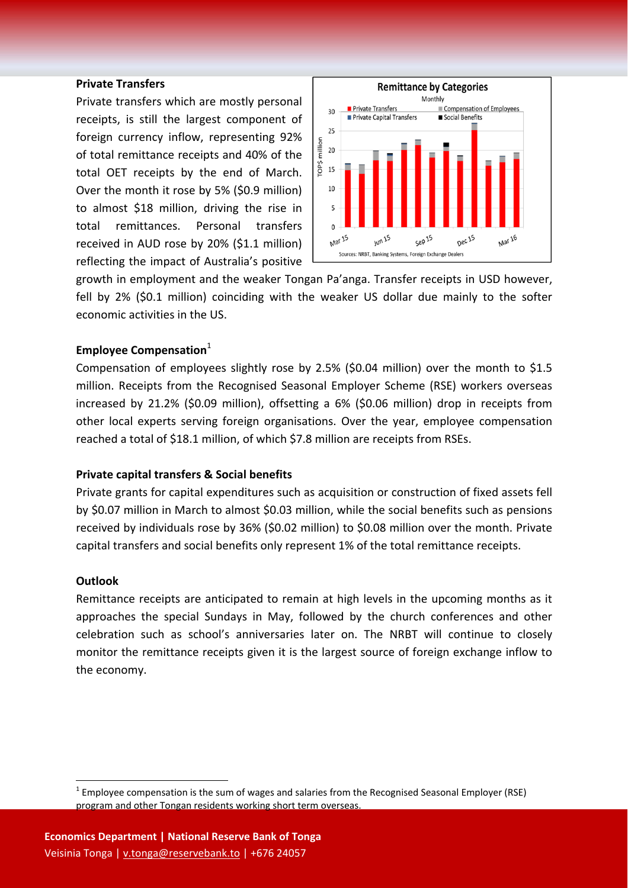**Private Transfers**

Private transfers which are mostly personal receipts, is still the largest component of foreign currency inflow, representing 92% of total remittance receipts and 40% of the total OET receipts by the end of March. Over the month it rose by 5% ($0.9 million) to almost $18 million, driving the rise in total remittances. Personal transfers received in AUD rose by 20% ($1.1 million) reflecting the impact of Australia's positive growth in employment and the weaker Tongan Pa'anga. Transfer receipts in USD however, fell by 2% ($0.1 million) coinciding with the weaker US dollar due mainly to the softer economic activities in the US.

**Employee Compensation**[1]

Compensation of employees slightly rose by 2.5% ($0.04 million) over the month to $1.5 million. Receipts from the Recognised Seasonal Employer Scheme (RSE) workers overseas increased by 21.2% ($0.09 million), offsetting a 6% ($0.06 million) drop in receipts from other local experts serving foreign organisations. Over the year, employee compensation reached a total of $18.1 million, of which $7.8 million are receipts from RSEs.

**Private capital transfers & Social benefits**

Private grants for capital expenditures such as acquisition or construction of fixed assets fell by $0.07 million in March to almost $0.03 million, while the social benefits such as pensions received by individuals rose by 36% ($0.02 million) to $0.08 million over the month. Private capital transfers and social benefits only represent 1% of the total remittance receipts.

**Outlook**

Remittance receipts are anticipated to remain at high levels in the upcoming months as it approaches the special Sundays in May, followed by the church conferences and other celebration such as school's anniversaries later on. The NRBT will continue to closely monitor the remittance receipts given it is the largest source of foreign exchange inflow to the economy.

[1] Employee compensation is the sum of wages and salaries from the Recognised Seasonal Employer (RSE) program and other Tongan residents working short term overseas.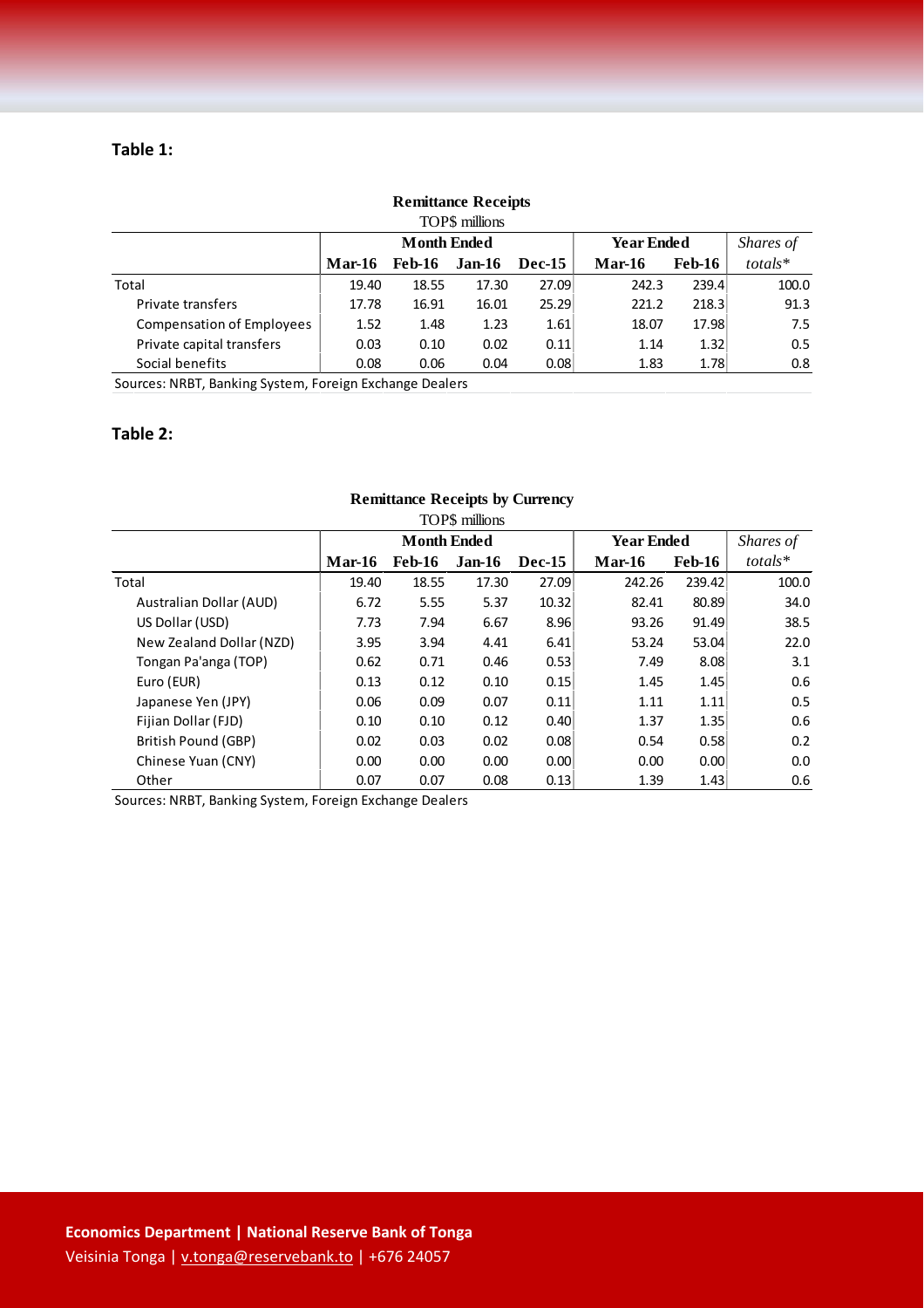**Table 1:**

**Remittance Receipts**

TOP$ millions

| | Month Ended | | | | Year Ended | | *Shares of* |
|---|---|---|---|---|---|---|---|
| | **Mar-16** | **Feb-16** | **Jan-16** | **Dec-15** | **Mar-16** | **Feb-16** | *totals** |
| Total | 19.40 | 18.55 | 17.30 | 27.09 | 242.3 | 239.4 | 100.0 |
| Private transfers | 17.78 | 16.91 | 16.01 | 25.29 | 221.2 | 218.3 | 91.3 |
| Compensation of Employees | 1.52 | 1.48 | 1.23 | 1.61 | 18.07 | 17.98 | 7.5 |
| Private capital transfers | 0.03 | 0.10 | 0.02 | 0.11 | 1.14 | 1.32 | 0.5 |
| Social benefits | 0.08 | 0.06 | 0.04 | 0.08 | 1.83 | 1.78 | 0.8 |

Sources: NRBT, Banking System, Foreign Exchange Dealers

**Table 2:**

**Remittance Receipts by Currency**

TOP$ millions

| | Month Ended | | | | Year Ended | | *Shares of* |
|---|---|---|---|---|---|---|---|
| | **Mar-16** | **Feb-16** | **Jan-16** | **Dec-15** | **Mar-16** | **Feb-16** | *totals** |
| Total | 19.40 | 18.55 | 17.30 | 27.09 | 242.26 | 239.42 | 100.0 |
| Australian Dollar (AUD) | 6.72 | 5.55 | 5.37 | 10.32 | 82.41 | 80.89 | 34.0 |
| US Dollar (USD) | 7.73 | 7.94 | 6.67 | 8.96 | 93.26 | 91.49 | 38.5 |
| New Zealand Dollar (NZD) | 3.95 | 3.94 | 4.41 | 6.41 | 53.24 | 53.04 | 22.0 |
| Tongan Pa'anga (TOP) | 0.62 | 0.71 | 0.46 | 0.53 | 7.49 | 8.08 | 3.1 |
| Euro (EUR) | 0.13 | 0.12 | 0.10 | 0.15 | 1.45 | 1.45 | 0.6 |
| Japanese Yen (JPY) | 0.06 | 0.09 | 0.07 | 0.11 | 1.11 | 1.11 | 0.5 |
| Fijian Dollar (FJD) | 0.10 | 0.10 | 0.12 | 0.40 | 1.37 | 1.35 | 0.6 |
| British Pound (GBP) | 0.02 | 0.03 | 0.02 | 0.08 | 0.54 | 0.58 | 0.2 |
| Chinese Yuan (CNY) | 0.00 | 0.00 | 0.00 | 0.00 | 0.00 | 0.00 | 0.0 |
| Other | 0.07 | 0.07 | 0.08 | 0.13 | 1.39 | 1.43 | 0.6 |

Sources: NRBT, Banking System, Foreign Exchange Dealers

**Economics Department | National Reserve Bank of Tonga**

Veisinia Tonga | v.tonga@reservebank.to | +676 24057